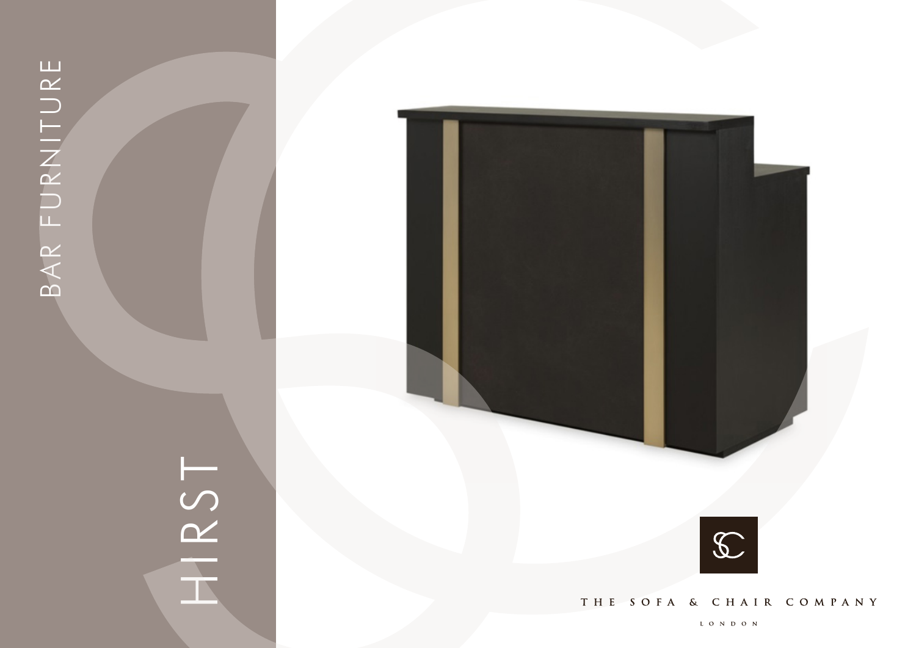# HIRST

## BAR FURNITURE

THE SOFA & CHAIR COMPANY

LONDON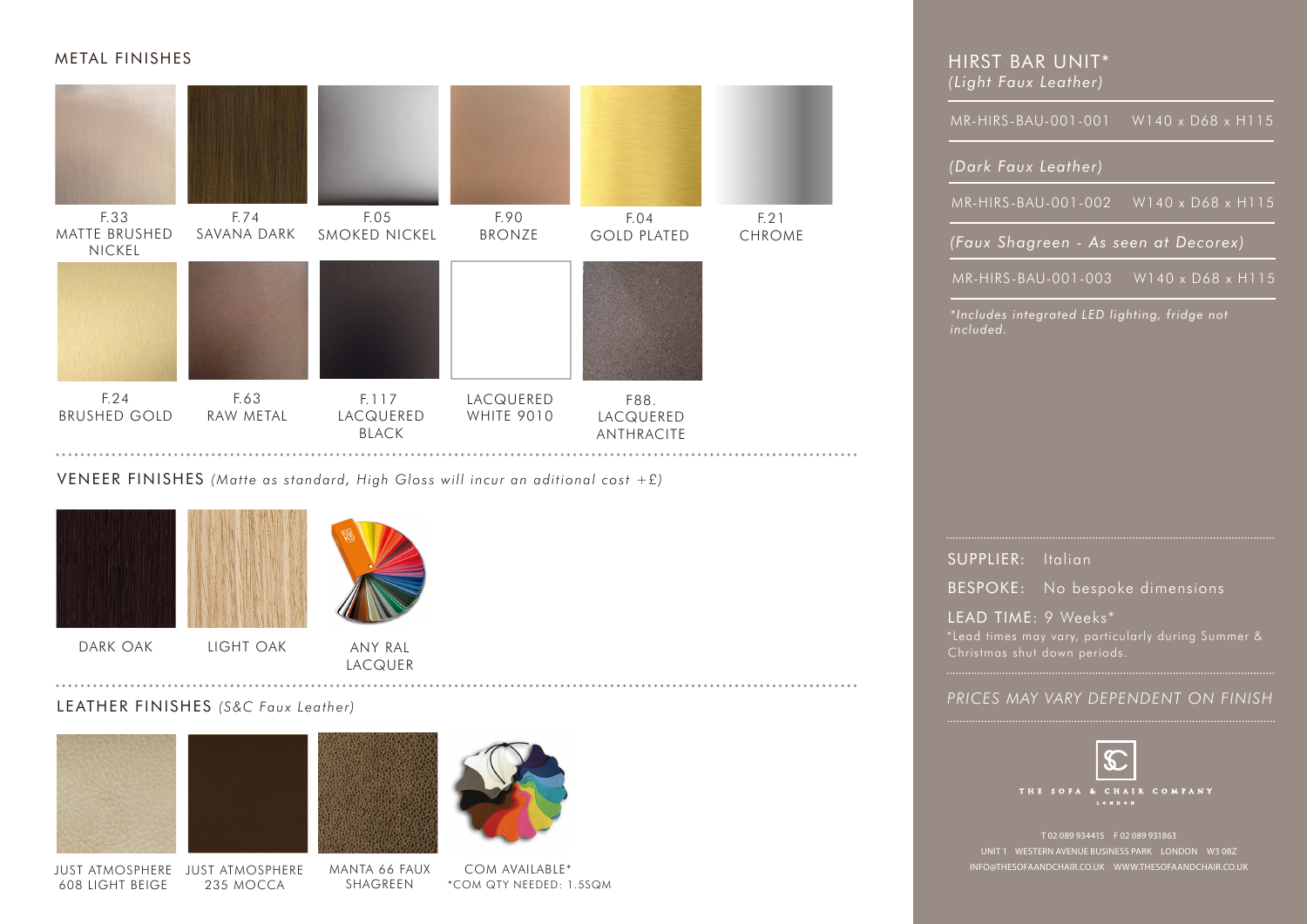## METAL FINISHES

F.33
MATTE BRUSHED NICKEL

F.74
SAVANA DARK

F.05
SMOKED NICKEL

F.90
BRONZE

F.04
GOLD PLATED

F.21
CHROME

F.24
BRUSHED GOLD

F.63
RAW METAL

F.117
LACQUERED BLACK

LACQUERED WHITE 9010

F88.
LACQUERED ANTHRACITE

## VENEER FINISHES *(Matte as standard, High Gloss will incur an aditional cost +£)*

DARK OAK

LIGHT OAK

ANY RAL LACQUER

## LEATHER FINISHES *(S&C Faux Leather)*

JUST ATMOSPHERE 608 LIGHT BEIGE

JUST ATMOSPHERE 235 MOCCA

MANTA 66 FAUX SHAGREEN

COM AVAILABLE*
*COM QTY NEEDED: 1.5SQM

## HIRST BAR UNIT*
*(Light Faux Leather)*

MR-HIRS-BAU-001-001 W140 x D68 x H115

*(Dark Faux Leather)*

MR-HIRS-BAU-001-002 W140 x D68 x H115

*(Faux Shagreen - As seen at Decorex)*

MR-HIRS-BAU-001-003 W140 x D68 x H115

*\*Includes integrated LED lighting, fridge not included.*

SUPPLIER: Italian

BESPOKE: No bespoke dimensions

LEAD TIME: 9 Weeks*
*Lead times may vary, particularly during Summer & Christmas shut down periods.

*PRICES MAY VARY DEPENDENT ON FINISH*

THE SOFA & CHAIR COMPANY
LONDON

T 02 089 934415 F 02 089 931863
UNIT 1 WESTERN AVENUE BUSINESS PARK LONDON W3 0BZ
INFO@THESOFAANDCHAIR.CO.UK WWW.THESOFAANDCHAIR.CO.UK